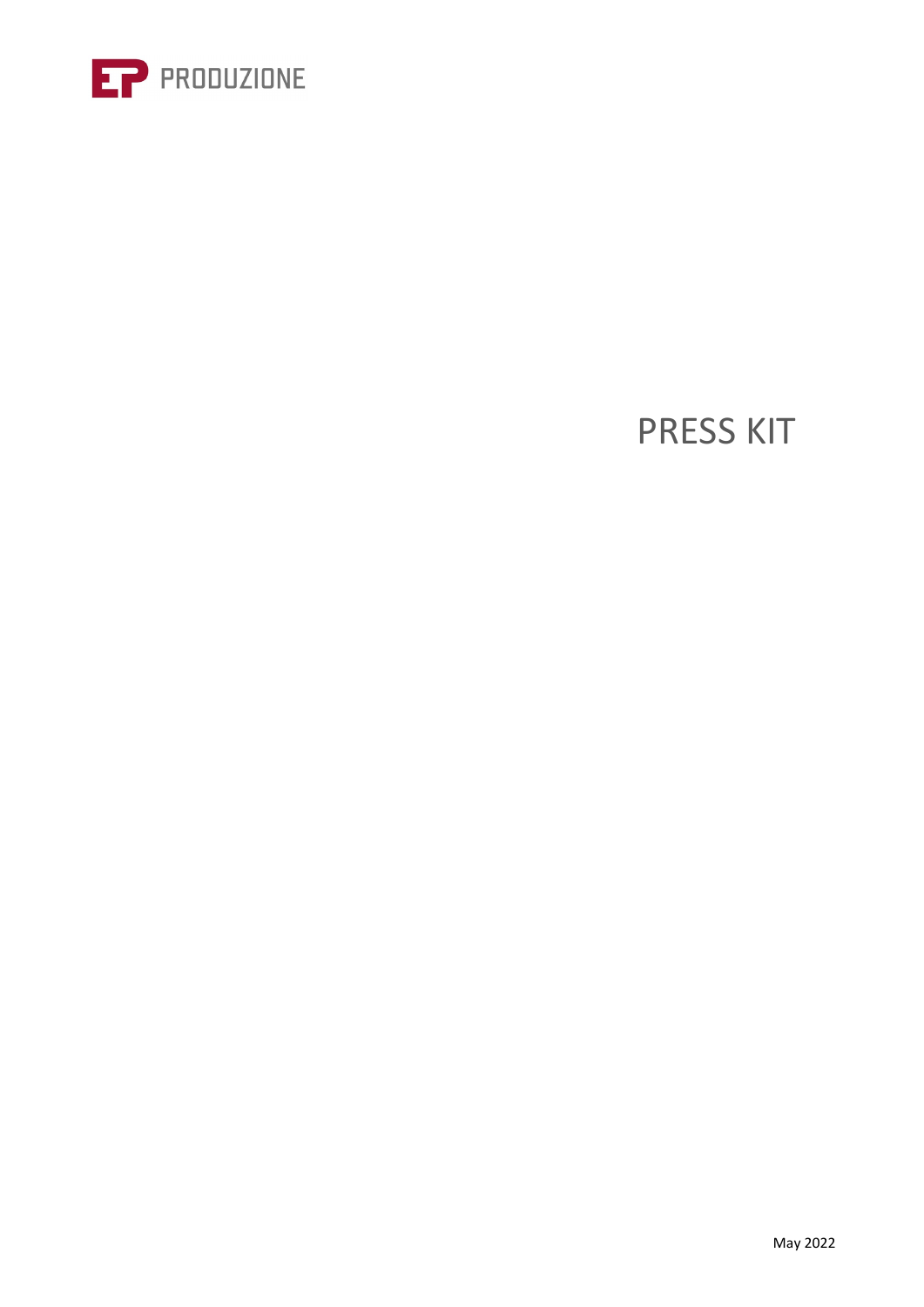EP PRODUZIONE

# PRESS KIT

May 2022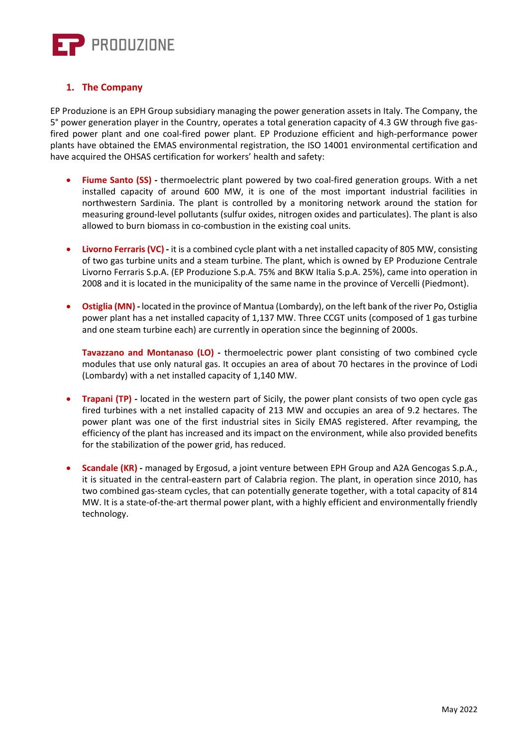## 1. The Company

EP Produzione is an EPH Group subsidiary managing the power generation assets in Italy. The Company, the 5° power generation player in the Country, operates a total generation capacity of 4.3 GW through five gas-fired power plant and one coal-fired power plant. EP Produzione efficient and high-performance power plants have obtained the EMAS environmental registration, the ISO 14001 environmental certification and have acquired the OHSAS certification for workers' health and safety:

- **Fiume Santo (SS) -** thermoelectric plant powered by two coal-fired generation groups. With a net installed capacity of around 600 MW, it is one of the most important industrial facilities in northwestern Sardinia. The plant is controlled by a monitoring network around the station for measuring ground-level pollutants (sulfur oxides, nitrogen oxides and particulates). The plant is also allowed to burn biomass in co-combustion in the existing coal units.

- **Livorno Ferraris (VC) -** it is a combined cycle plant with a net installed capacity of 805 MW, consisting of two gas turbine units and a steam turbine. The plant, which is owned by EP Produzione Centrale Livorno Ferraris S.p.A. (EP Produzione S.p.A. 75% and BKW Italia S.p.A. 25%), came into operation in 2008 and it is located in the municipality of the same name in the province of Vercelli (Piedmont).

- **Ostiglia (MN) -** located in the province of Mantua (Lombardy), on the left bank of the river Po, Ostiglia power plant has a net installed capacity of 1,137 MW. Three CCGT units (composed of 1 gas turbine and one steam turbine each) are currently in operation since the beginning of 2000s.

  **Tavazzano and Montanaso (LO) -** thermoelectric power plant consisting of two combined cycle modules that use only natural gas. It occupies an area of about 70 hectares in the province of Lodi (Lombardy) with a net installed capacity of 1,140 MW.

- **Trapani (TP) -** located in the western part of Sicily, the power plant consists of two open cycle gas fired turbines with a net installed capacity of 213 MW and occupies an area of 9.2 hectares. The power plant was one of the first industrial sites in Sicily EMAS registered. After revamping, the efficiency of the plant has increased and its impact on the environment, while also provided benefits for the stabilization of the power grid, has reduced.

- **Scandale (KR) -** managed by Ergosud, a joint venture between EPH Group and A2A Gencogas S.p.A., it is situated in the central-eastern part of Calabria region. The plant, in operation since 2010, has two combined gas-steam cycles, that can potentially generate together, with a total capacity of 814 MW. It is a state-of-the-art thermal power plant, with a highly efficient and environmentally friendly technology.

May 2022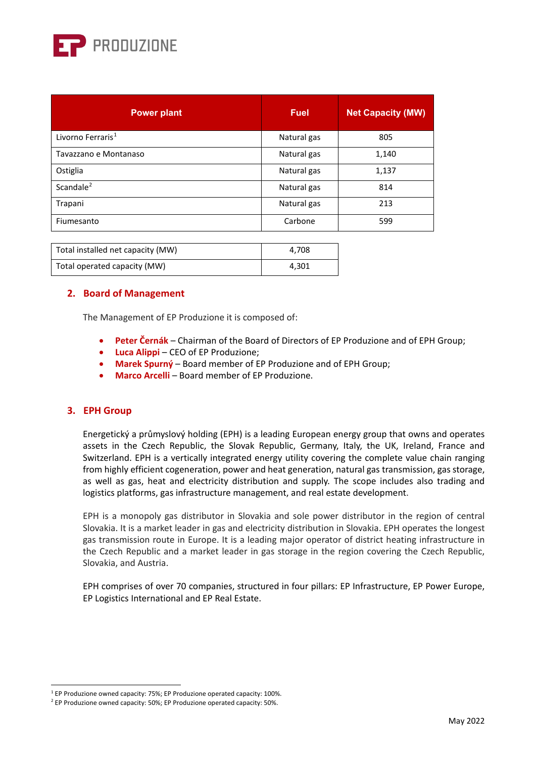| Power plant | Fuel | Net Capacity (MW) |
| --- | --- | --- |
| Livorno Ferraris[1] | Natural gas | 805 |
| Tavazzano e Montanaso | Natural gas | 1,140 |
| Ostiglia | Natural gas | 1,137 |
| Scandale[2] | Natural gas | 814 |
| Trapani | Natural gas | 213 |
| Fiumesanto | Carbone | 599 |

| Total installed net capacity (MW) | 4,708 |
| --- | --- |
| Total operated capacity (MW) | 4,301 |

## 2. Board of Management

The Management of EP Produzione it is composed of:

- **Peter Černák** – Chairman of the Board of Directors of EP Produzione and of EPH Group;
- **Luca Alippi** – CEO of EP Produzione;
- **Marek Spurný** – Board member of EP Produzione and of EPH Group;
- **Marco Arcelli** – Board member of EP Produzione.

## 3. EPH Group

Energetický a průmyslový holding (EPH) is a leading European energy group that owns and operates assets in the Czech Republic, the Slovak Republic, Germany, Italy, the UK, Ireland, France and Switzerland. EPH is a vertically integrated energy utility covering the complete value chain ranging from highly efficient cogeneration, power and heat generation, natural gas transmission, gas storage, as well as gas, heat and electricity distribution and supply. The scope includes also trading and logistics platforms, gas infrastructure management, and real estate development.

EPH is a monopoly gas distributor in Slovakia and sole power distributor in the region of central Slovakia. It is a market leader in gas and electricity distribution in Slovakia. EPH operates the longest gas transmission route in Europe. It is a leading major operator of district heating infrastructure in the Czech Republic and a market leader in gas storage in the region covering the Czech Republic, Slovakia, and Austria.

EPH comprises of over 70 companies, structured in four pillars: EP Infrastructure, EP Power Europe, EP Logistics International and EP Real Estate.

[1] EP Produzione owned capacity: 75%; EP Produzione operated capacity: 100%.

[2] EP Produzione owned capacity: 50%; EP Produzione operated capacity: 50%.

May 2022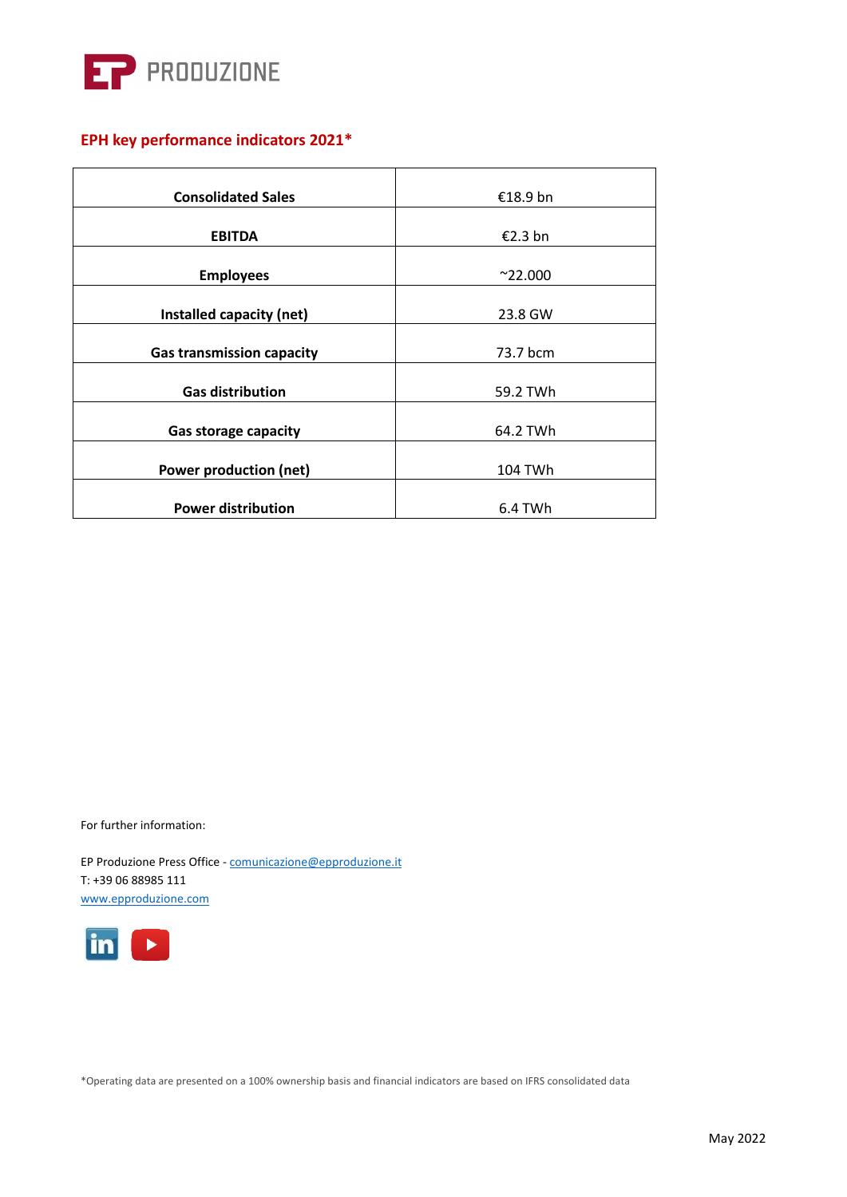## EPH key performance indicators 2021*

| | |
|---|---|
| **Consolidated Sales** | €18.9 bn |
| **EBITDA** | €2.3 bn |
| **Employees** | ~22.000 |
| **Installed capacity (net)** | 23.8 GW |
| **Gas transmission capacity** | 73.7 bcm |
| **Gas distribution** | 59.2 TWh |
| **Gas storage capacity** | 64.2 TWh |
| **Power production (net)** | 104 TWh |
| **Power distribution** | 6.4 TWh |

For further information:

EP Produzione Press Office - comunicazione@epproduzione.it
T: +39 06 88985 111
www.epproduzione.com

*Operating data are presented on a 100% ownership basis and financial indicators are based on IFRS consolidated data

May 2022